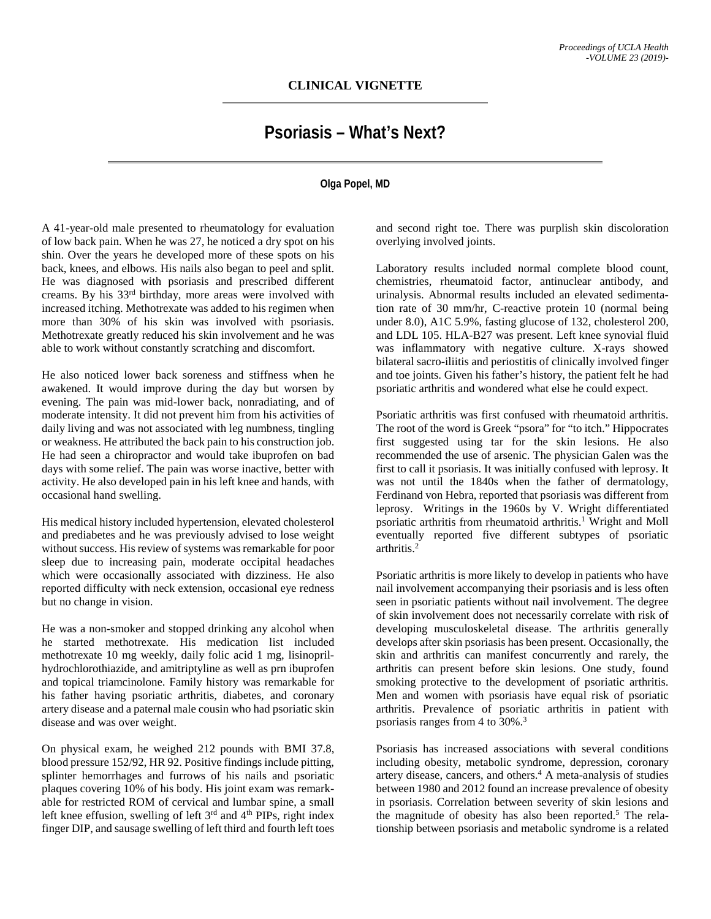## CLINICAL VIGNETTE

# Psoriasis – What's Next?

**Olga Popel, MD**

A 41-year-old male presented to rheumatology for evaluation of low back pain. When he was 27, he noticed a dry spot on his shin. Over the years he developed more of these spots on his back, knees, and elbows. His nails also began to peel and split. He was diagnosed with psoriasis and prescribed different creams. By his 33rd birthday, more areas were involved with increased itching. Methotrexate was added to his regimen when more than 30% of his skin was involved with psoriasis. Methotrexate greatly reduced his skin involvement and he was able to work without constantly scratching and discomfort.

He also noticed lower back soreness and stiffness when he awakened. It would improve during the day but worsen by evening. The pain was mid-lower back, nonradiating, and of moderate intensity. It did not prevent him from his activities of daily living and was not associated with leg numbness, tingling or weakness. He attributed the back pain to his construction job. He had seen a chiropractor and would take ibuprofen on bad days with some relief. The pain was worse inactive, better with activity. He also developed pain in his left knee and hands, with occasional hand swelling.

His medical history included hypertension, elevated cholesterol and prediabetes and he was previously advised to lose weight without success. His review of systems was remarkable for poor sleep due to increasing pain, moderate occipital headaches which were occasionally associated with dizziness. He also reported difficulty with neck extension, occasional eye redness but no change in vision.

He was a non-smoker and stopped drinking any alcohol when he started methotrexate. His medication list included methotrexate 10 mg weekly, daily folic acid 1 mg, lisinopril-hydrochlorothiazide, and amitriptyline as well as prn ibuprofen and topical triamcinolone. Family history was remarkable for his father having psoriatic arthritis, diabetes, and coronary artery disease and a paternal male cousin who had psoriatic skin disease and was over weight.

On physical exam, he weighed 212 pounds with BMI 37.8, blood pressure 152/92, HR 92. Positive findings include pitting, splinter hemorrhages and furrows of his nails and psoriatic plaques covering 10% of his body. His joint exam was remarkable for restricted ROM of cervical and lumbar spine, a small left knee effusion, swelling of left 3rd and 4th PIPs, right index finger DIP, and sausage swelling of left third and fourth left toes and second right toe. There was purplish skin discoloration overlying involved joints.

Laboratory results included normal complete blood count, chemistries, rheumatoid factor, antinuclear antibody, and urinalysis. Abnormal results included an elevated sedimentation rate of 30 mm/hr, C-reactive protein 10 (normal being under 8.0), A1C 5.9%, fasting glucose of 132, cholesterol 200, and LDL 105. HLA-B27 was present. Left knee synovial fluid was inflammatory with negative culture. X-rays showed bilateral sacro-iliitis and periostitis of clinically involved finger and toe joints. Given his father's history, the patient felt he had psoriatic arthritis and wondered what else he could expect.

Psoriatic arthritis was first confused with rheumatoid arthritis. The root of the word is Greek "psora" for "to itch." Hippocrates first suggested using tar for the skin lesions. He also recommended the use of arsenic. The physician Galen was the first to call it psoriasis. It was initially confused with leprosy. It was not until the 1840s when the father of dermatology, Ferdinand von Hebra, reported that psoriasis was different from leprosy. Writings in the 1960s by V. Wright differentiated psoriatic arthritis from rheumatoid arthritis.[1] Wright and Moll eventually reported five different subtypes of psoriatic arthritis.[2]

Psoriatic arthritis is more likely to develop in patients who have nail involvement accompanying their psoriasis and is less often seen in psoriatic patients without nail involvement. The degree of skin involvement does not necessarily correlate with risk of developing musculoskeletal disease. The arthritis generally develops after skin psoriasis has been present. Occasionally, the skin and arthritis can manifest concurrently and rarely, the arthritis can present before skin lesions. One study, found smoking protective to the development of psoriatic arthritis. Men and women with psoriasis have equal risk of psoriatic arthritis. Prevalence of psoriatic arthritis in patient with psoriasis ranges from 4 to 30%.[3]

Psoriasis has increased associations with several conditions including obesity, metabolic syndrome, depression, coronary artery disease, cancers, and others.[4] A meta-analysis of studies between 1980 and 2012 found an increase prevalence of obesity in psoriasis. Correlation between severity of skin lesions and the magnitude of obesity has also been reported.[5] The relationship between psoriasis and metabolic syndrome is a related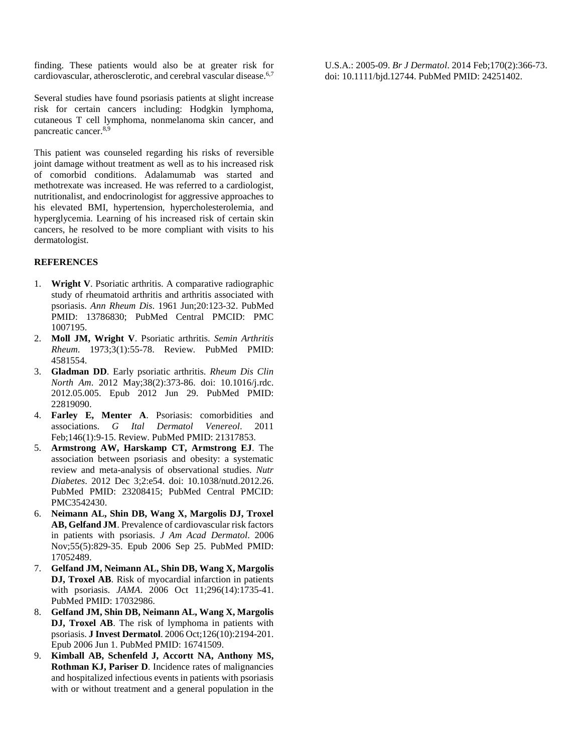finding. These patients would also be at greater risk for cardiovascular, atherosclerotic, and cerebral vascular disease.[6,7]

Several studies have found psoriasis patients at slight increase risk for certain cancers including: Hodgkin lymphoma, cutaneous T cell lymphoma, nonmelanoma skin cancer, and pancreatic cancer.[8,9]

This patient was counseled regarding his risks of reversible joint damage without treatment as well as to his increased risk of comorbid conditions. Adalamumab was started and methotrexate was increased. He was referred to a cardiologist, nutritionalist, and endocrinologist for aggressive approaches to his elevated BMI, hypertension, hypercholesterolemia, and hyperglycemia. Learning of his increased risk of certain skin cancers, he resolved to be more compliant with visits to his dermatologist.

## REFERENCES

1. **Wright V**. Psoriatic arthritis. A comparative radiographic study of rheumatoid arthritis and arthritis associated with psoriasis. *Ann Rheum Dis*. 1961 Jun;20:123-32. PubMed PMID: 13786830; PubMed Central PMCID: PMC 1007195.
2. **Moll JM, Wright V**. Psoriatic arthritis. *Semin Arthritis Rheum*. 1973;3(1):55-78. Review. PubMed PMID: 4581554.
3. **Gladman DD**. Early psoriatic arthritis. *Rheum Dis Clin North Am*. 2012 May;38(2):373-86. doi: 10.1016/j.rdc. 2012.05.005. Epub 2012 Jun 29. PubMed PMID: 22819090.
4. **Farley E, Menter A**. Psoriasis: comorbidities and associations. *G Ital Dermatol Venereol*. 2011 Feb;146(1):9-15. Review. PubMed PMID: 21317853.
5. **Armstrong AW, Harskamp CT, Armstrong EJ**. The association between psoriasis and obesity: a systematic review and meta-analysis of observational studies. *Nutr Diabetes*. 2012 Dec 3;2:e54. doi: 10.1038/nutd.2012.26. PubMed PMID: 23208415; PubMed Central PMCID: PMC3542430.
6. **Neimann AL, Shin DB, Wang X, Margolis DJ, Troxel AB, Gelfand JM**. Prevalence of cardiovascular risk factors in patients with psoriasis. *J Am Acad Dermatol*. 2006 Nov;55(5):829-35. Epub 2006 Sep 25. PubMed PMID: 17052489.
7. **Gelfand JM, Neimann AL, Shin DB, Wang X, Margolis DJ, Troxel AB**. Risk of myocardial infarction in patients with psoriasis. *JAMA*. 2006 Oct 11;296(14):1735-41. PubMed PMID: 17032986.
8. **Gelfand JM, Shin DB, Neimann AL, Wang X, Margolis DJ, Troxel AB**. The risk of lymphoma in patients with psoriasis. **J Invest Dermatol**. 2006 Oct;126(10):2194-201. Epub 2006 Jun 1. PubMed PMID: 16741509.
9. **Kimball AB, Schenfeld J, Accortt NA, Anthony MS, Rothman KJ, Pariser D**. Incidence rates of malignancies and hospitalized infectious events in patients with psoriasis with or without treatment and a general population in the U.S.A.: 2005-09. *Br J Dermatol*. 2014 Feb;170(2):366-73. doi: 10.1111/bjd.12744. PubMed PMID: 24251402.